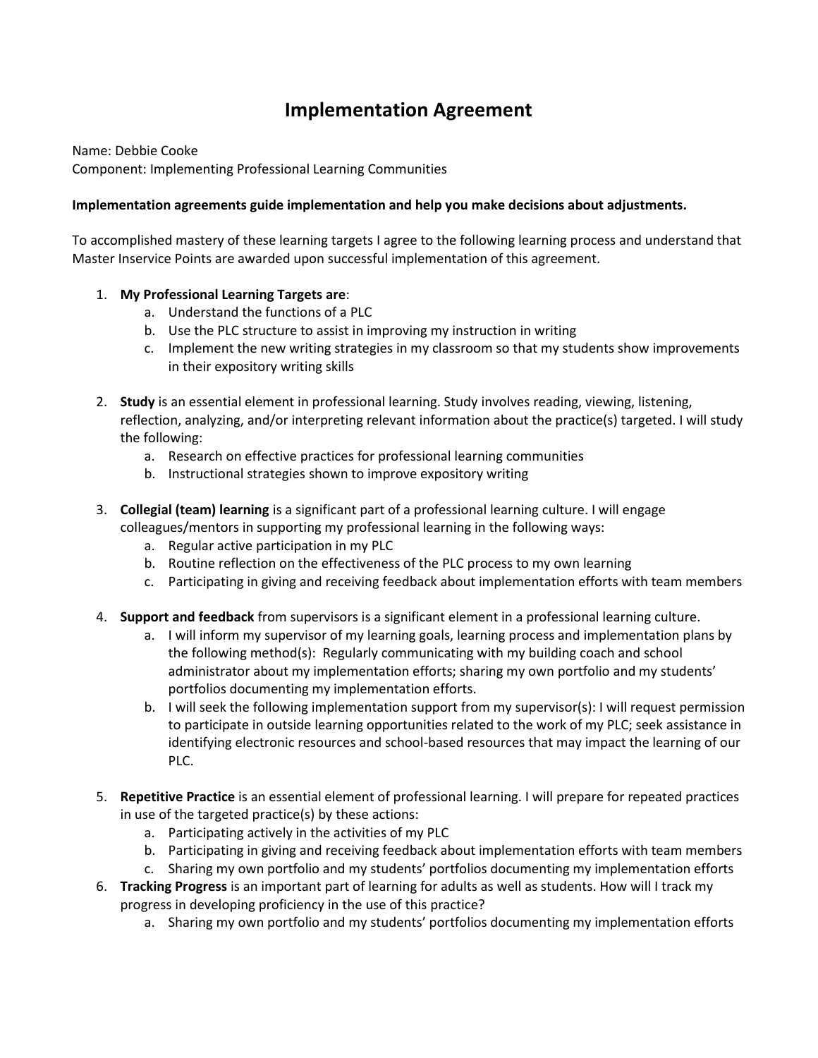# Implementation Agreement

Name: Debbie Cooke
Component: Implementing Professional Learning Communities

**Implementation agreements guide implementation and help you make decisions about adjustments.**

To accomplished mastery of these learning targets I agree to the following learning process and understand that Master Inservice Points are awarded upon successful implementation of this agreement.

1. **My Professional Learning Targets are**:
    a. Understand the functions of a PLC
    b. Use the PLC structure to assist in improving my instruction in writing
    c. Implement the new writing strategies in my classroom so that my students show improvements in their expository writing skills
2. **Study** is an essential element in professional learning. Study involves reading, viewing, listening, reflection, analyzing, and/or interpreting relevant information about the practice(s) targeted. I will study the following:
    a. Research on effective practices for professional learning communities
    b. Instructional strategies shown to improve expository writing
3. **Collegial (team) learning** is a significant part of a professional learning culture. I will engage colleagues/mentors in supporting my professional learning in the following ways:
    a. Regular active participation in my PLC
    b. Routine reflection on the effectiveness of the PLC process to my own learning
    c. Participating in giving and receiving feedback about implementation efforts with team members
4. **Support and feedback** from supervisors is a significant element in a professional learning culture.
    a. I will inform my supervisor of my learning goals, learning process and implementation plans by the following method(s): Regularly communicating with my building coach and school administrator about my implementation efforts; sharing my own portfolio and my students' portfolios documenting my implementation efforts.
    b. I will seek the following implementation support from my supervisor(s): I will request permission to participate in outside learning opportunities related to the work of my PLC; seek assistance in identifying electronic resources and school-based resources that may impact the learning of our PLC.
5. **Repetitive Practice** is an essential element of professional learning. I will prepare for repeated practices in use of the targeted practice(s) by these actions:
    a. Participating actively in the activities of my PLC
    b. Participating in giving and receiving feedback about implementation efforts with team members
    c. Sharing my own portfolio and my students' portfolios documenting my implementation efforts
6. **Tracking Progress** is an important part of learning for adults as well as students. How will I track my progress in developing proficiency in the use of this practice?
    a. Sharing my own portfolio and my students' portfolios documenting my implementation efforts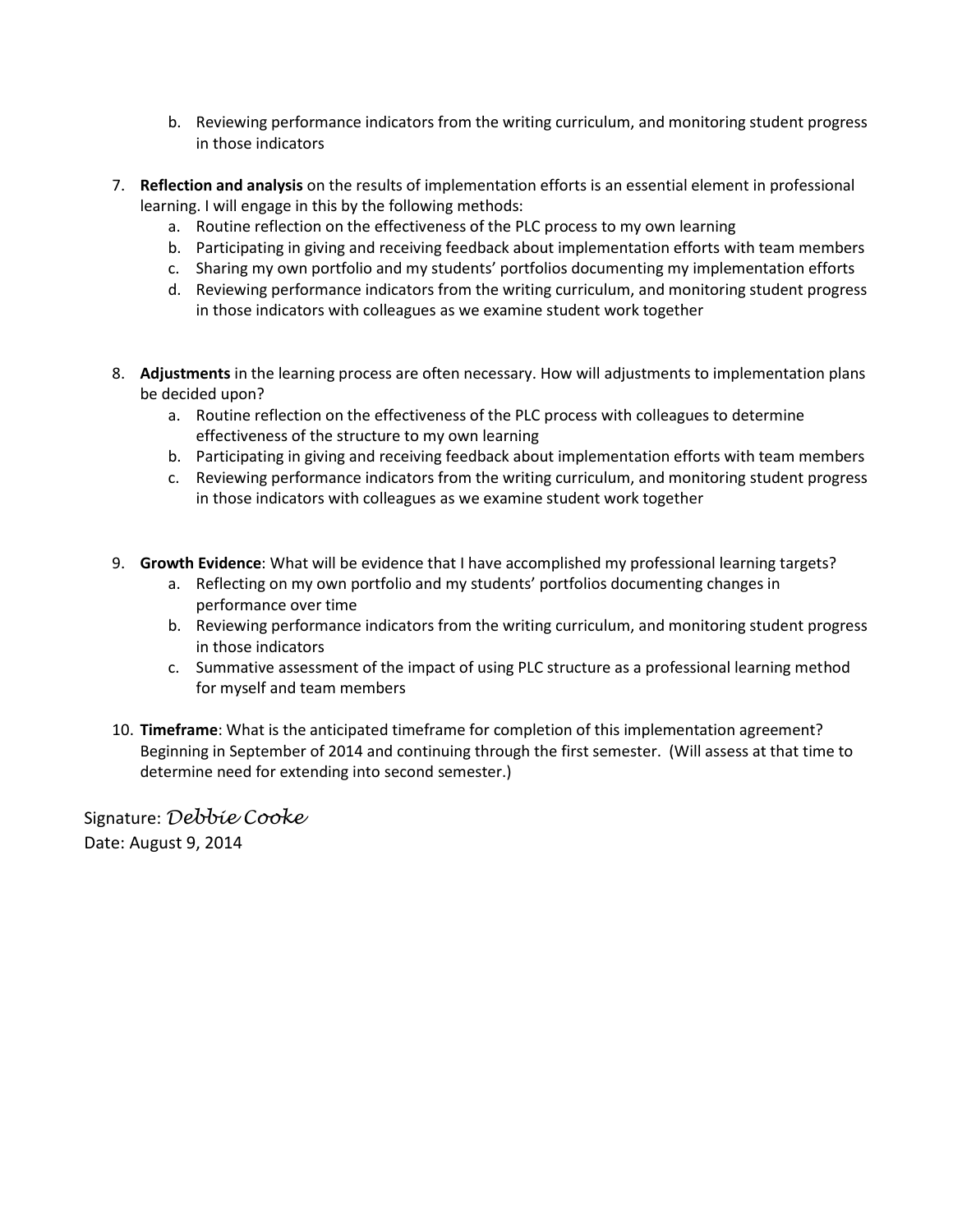b. Reviewing performance indicators from the writing curriculum, and monitoring student progress in those indicators

7. **Reflection and analysis** on the results of implementation efforts is an essential element in professional learning. I will engage in this by the following methods:
   a. Routine reflection on the effectiveness of the PLC process to my own learning
   b. Participating in giving and receiving feedback about implementation efforts with team members
   c. Sharing my own portfolio and my students' portfolios documenting my implementation efforts
   d. Reviewing performance indicators from the writing curriculum, and monitoring student progress in those indicators with colleagues as we examine student work together

8. **Adjustments** in the learning process are often necessary. How will adjustments to implementation plans be decided upon?
   a. Routine reflection on the effectiveness of the PLC process with colleagues to determine effectiveness of the structure to my own learning
   b. Participating in giving and receiving feedback about implementation efforts with team members
   c. Reviewing performance indicators from the writing curriculum, and monitoring student progress in those indicators with colleagues as we examine student work together

9. **Growth Evidence**: What will be evidence that I have accomplished my professional learning targets?
   a. Reflecting on my own portfolio and my students' portfolios documenting changes in performance over time
   b. Reviewing performance indicators from the writing curriculum, and monitoring student progress in those indicators
   c. Summative assessment of the impact of using PLC structure as a professional learning method for myself and team members

10. **Timeframe**: What is the anticipated timeframe for completion of this implementation agreement? Beginning in September of 2014 and continuing through the first semester. (Will assess at that time to determine need for extending into second semester.)

Signature: *Debbie Cooke*
Date: August 9, 2014